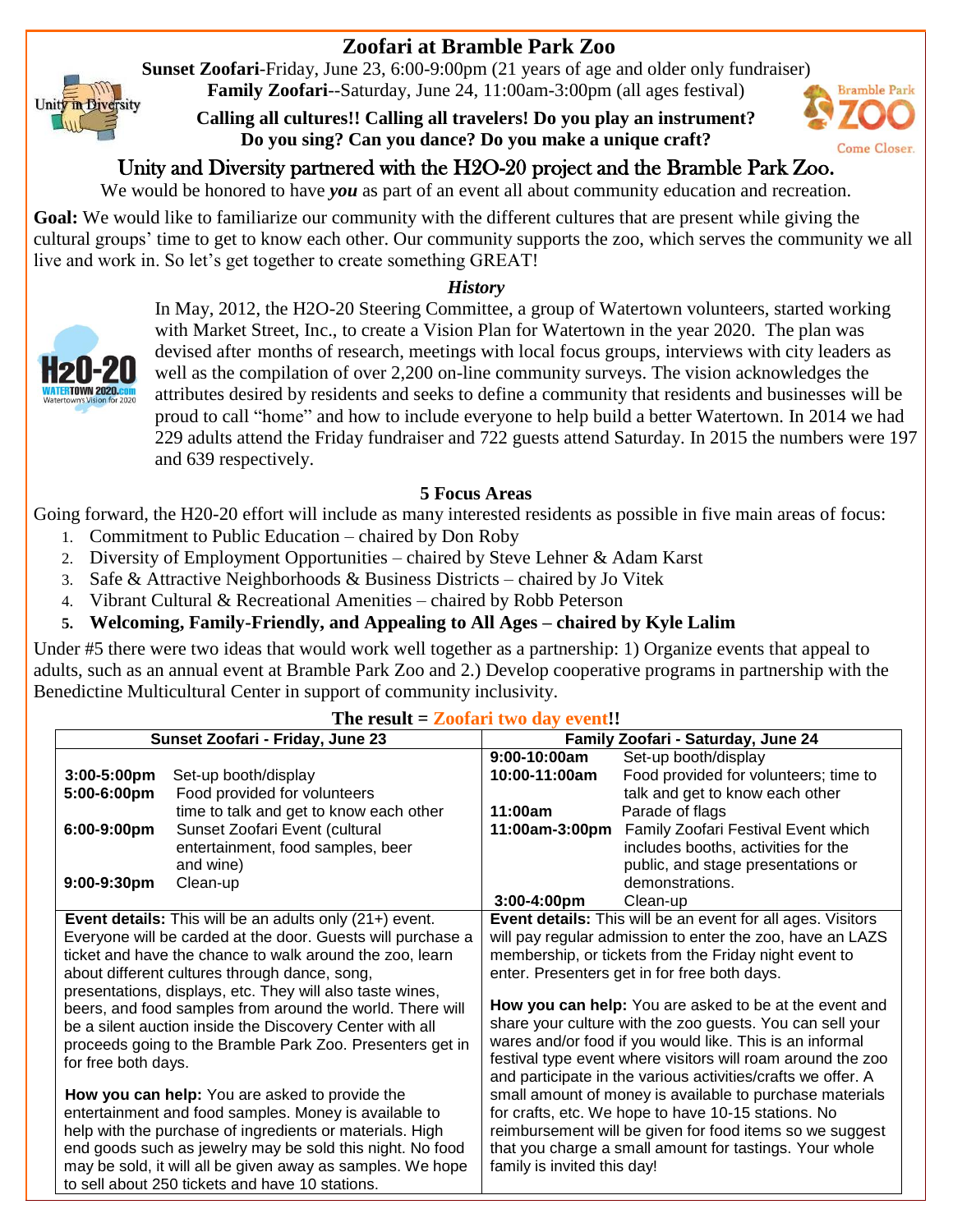# Zoofari at Bramble Park Zoo

**Sunset Zoofari**-Friday, June 23, 6:00-9:00pm (21 years of age and older only fundraiser)
**Family Zoofari**--Saturday, June 24, 11:00am-3:00pm (all ages festival)

**Calling all cultures!! Calling all travelers! Do you play an instrument? Do you sing? Can you dance? Do you make a unique craft?**

## Unity and Diversity partnered with the H2O-20 project and the Bramble Park Zoo.

We would be honored to have ***you*** as part of an event all about community education and recreation.

**Goal:** We would like to familiarize our community with the different cultures that are present while giving the cultural groups' time to get to know each other. Our community supports the zoo, which serves the community we all live and work in. So let's get together to create something GREAT!

### *History*

In May, 2012, the H2O-20 Steering Committee, a group of Watertown volunteers, started working with Market Street, Inc., to create a Vision Plan for Watertown in the year 2020. The plan was devised after months of research, meetings with local focus groups, interviews with city leaders as well as the compilation of over 2,200 on-line community surveys. The vision acknowledges the attributes desired by residents and seeks to define a community that residents and businesses will be proud to call "home" and how to include everyone to help build a better Watertown. In 2014 we had 229 adults attend the Friday fundraiser and 722 guests attend Saturday. In 2015 the numbers were 197 and 639 respectively.

### 5 Focus Areas

Going forward, the H20-20 effort will include as many interested residents as possible in five main areas of focus:

1. Commitment to Public Education – chaired by Don Roby
2. Diversity of Employment Opportunities – chaired by Steve Lehner & Adam Karst
3. Safe & Attractive Neighborhoods & Business Districts – chaired by Jo Vitek
4. Vibrant Cultural & Recreational Amenities – chaired by Robb Peterson
5. **Welcoming, Family-Friendly, and Appealing to All Ages – chaired by Kyle Lalim**

Under #5 there were two ideas that would work well together as a partnership: 1) Organize events that appeal to adults, such as an annual event at Bramble Park Zoo and 2.) Develop cooperative programs in partnership with the Benedictine Multicultural Center in support of community inclusivity.

**The result = Zoofari two day event!!**

| Sunset Zoofari - Friday, June 23 | | Family Zoofari - Saturday, June 24 | |
|---|---|---|---|
| | | **9:00-10:00am** | Set-up booth/display |
| **3:00-5:00pm** | Set-up booth/display | **10:00-11:00am** | Food provided for volunteers; time to talk and get to know each other |
| **5:00-6:00pm** | Food provided for volunteers time to talk and get to know each other | **11:00am** | Parade of flags |
| **6:00-9:00pm** | Sunset Zoofari Event (cultural entertainment, food samples, beer and wine) | **11:00am-3:00pm** | Family Zoofari Festival Event which includes booths, activities for the public, and stage presentations or demonstrations. |
| **9:00-9:30pm** | Clean-up | **3:00-4:00pm** | Clean-up |

**Sunset Zoofari – Event details:** This will be an adults only (21+) event. Everyone will be carded at the door. Guests will purchase a ticket and have the chance to walk around the zoo, learn about different cultures through dance, song, presentations, displays, etc. They will also taste wines, beers, and food samples from around the world. There will be a silent auction inside the Discovery Center with all proceeds going to the Bramble Park Zoo. Presenters get in for free both days.

**How you can help:** You are asked to provide the entertainment and food samples. Money is available to help with the purchase of ingredients or materials. High end goods such as jewelry may be sold this night. No food may be sold, it will all be given away as samples. We hope to sell about 250 tickets and have 10 stations.

**Family Zoofari – Event details:** This will be an event for all ages. Visitors will pay regular admission to enter the zoo, have an LAZS membership, or tickets from the Friday night event to enter. Presenters get in for free both days.

**How you can help:** You are asked to be at the event and share your culture with the zoo guests. You can sell your wares and/or food if you would like. This is an informal festival type event where visitors will roam around the zoo and participate in the various activities/crafts we offer. A small amount of money is available to purchase materials for crafts, etc. We hope to have 10-15 stations. No reimbursement will be given for food items so we suggest that you charge a small amount for tastings. Your whole family is invited this day!